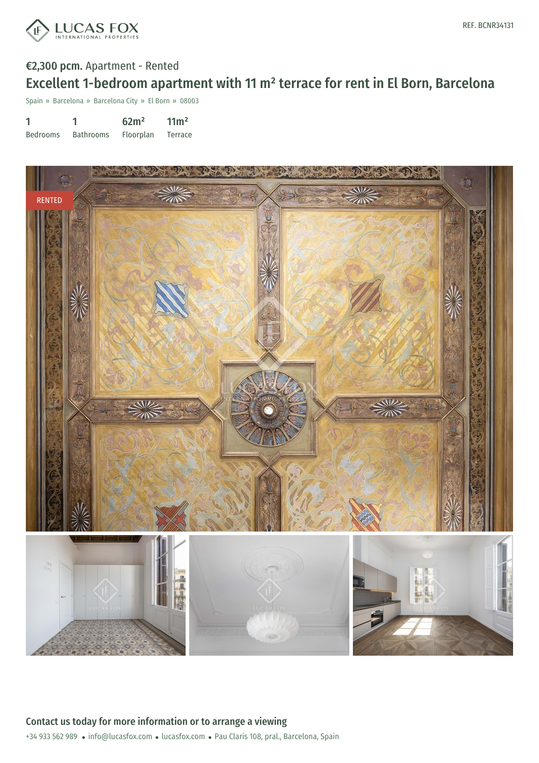REF. BCNR34131

**€2,300 pcm.** Apartment - Rented

# Excellent 1-bedroom apartment with 11 m² terrace for rent in El Born, Barcelona

Spain » Barcelona » Barcelona City » El Born » 08003

| 1 | 1 | 62m² | 11m² |
|---|---|---|---|
| Bedrooms | Bathrooms | Floorplan | Terrace |

RENTED

## Contact us today for more information or to arrange a viewing

+34 933 562 989 • info@lucasfox.com • lucasfox.com • Pau Claris 108, pral., Barcelona, Spain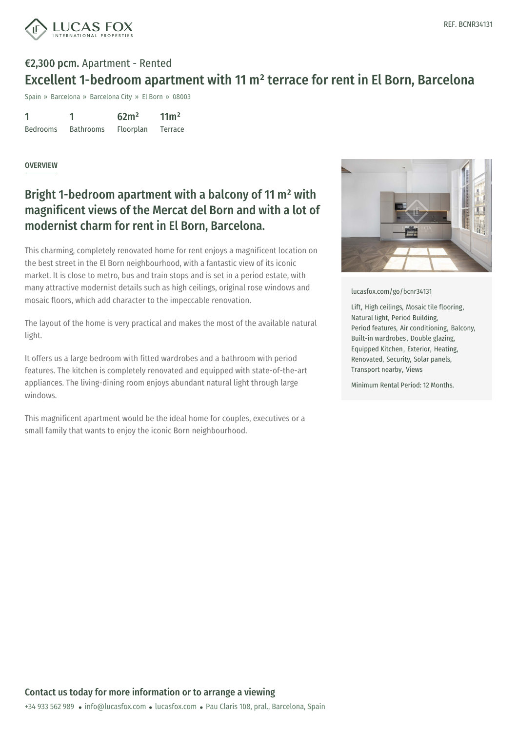REF. BCNR34131

**€2,300 pcm.** Apartment - Rented

# Excellent 1-bedroom apartment with 11 m² terrace for rent in El Born, Barcelona

Spain » Barcelona » Barcelona City » El Born » 08003

| 1 | 1 | 62m² | 11m² |
|---|---|---|---|
| Bedrooms | Bathrooms | Floorplan | Terrace |

OVERVIEW

## Bright 1-bedroom apartment with a balcony of 11 m² with magnificent views of the Mercat del Born and with a lot of modernist charm for rent in El Born, Barcelona.

This charming, completely renovated home for rent enjoys a magnificent location on the best street in the El Born neighbourhood, with a fantastic view of its iconic market. It is close to metro, bus and train stops and is set in a period estate, with many attractive modernist details such as high ceilings, original rose windows and mosaic floors, which add character to the impeccable renovation.

The layout of the home is very practical and makes the most of the available natural light.

It offers us a large bedroom with fitted wardrobes and a bathroom with period features. The kitchen is completely renovated and equipped with state-of-the-art appliances. The living-dining room enjoys abundant natural light through large windows.

This magnificent apartment would be the ideal home for couples, executives or a small family that wants to enjoy the iconic Born neighbourhood.

lucasfox.com/go/bcnr34131

Lift, High ceilings, Mosaic tile flooring, Natural light, Period Building, Period features, Air conditioning, Balcony, Built-in wardrobes, Double glazing, Equipped Kitchen, Exterior, Heating, Renovated, Security, Solar panels, Transport nearby, Views

Minimum Rental Period: 12 Months.

**Contact us today for more information or to arrange a viewing**

+34 933 562 989 • info@lucasfox.com • lucasfox.com • Pau Claris 108, pral., Barcelona, Spain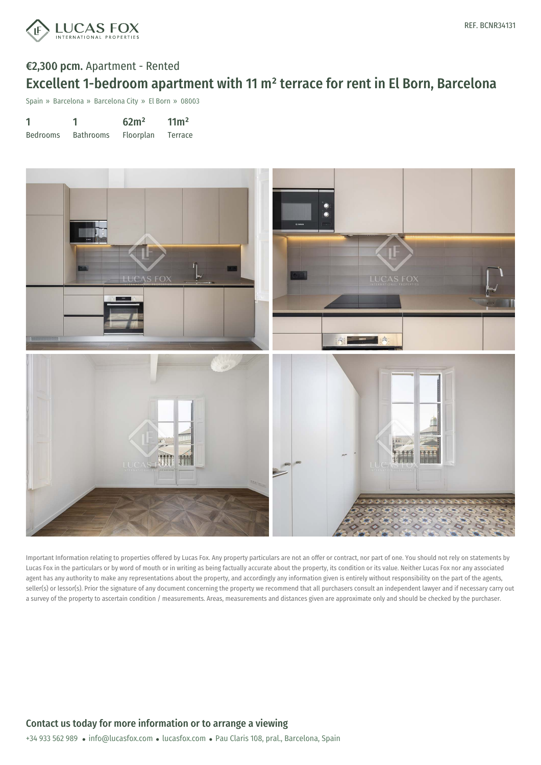REF. BCNR34131

**€2,300 pcm.** Apartment - Rented

# Excellent 1-bedroom apartment with 11 m² terrace for rent in El Born, Barcelona

Spain » Barcelona » Barcelona City » El Born » 08003

| 1 | 1 | 62m² | 11m² |
|---|---|---|---|
| Bedrooms | Bathrooms | Floorplan | Terrace |

Important Information relating to properties offered by Lucas Fox. Any property particulars are not an offer or contract, nor part of one. You should not rely on statements by Lucas Fox in the particulars or by word of mouth or in writing as being factually accurate about the property, its condition or its value. Neither Lucas Fox nor any associated agent has any authority to make any representations about the property, and accordingly any information given is entirely without responsibility on the part of the agents, seller(s) or lessor(s). Prior the signature of any document concerning the property we recommend that all purchasers consult an independent lawyer and if necessary carry out a survey of the property to ascertain condition / measurements. Areas, measurements and distances given are approximate only and should be checked by the purchaser.

## Contact us today for more information or to arrange a viewing

+34 933 562 989 • info@lucasfox.com • lucasfox.com • Pau Claris 108, pral., Barcelona, Spain